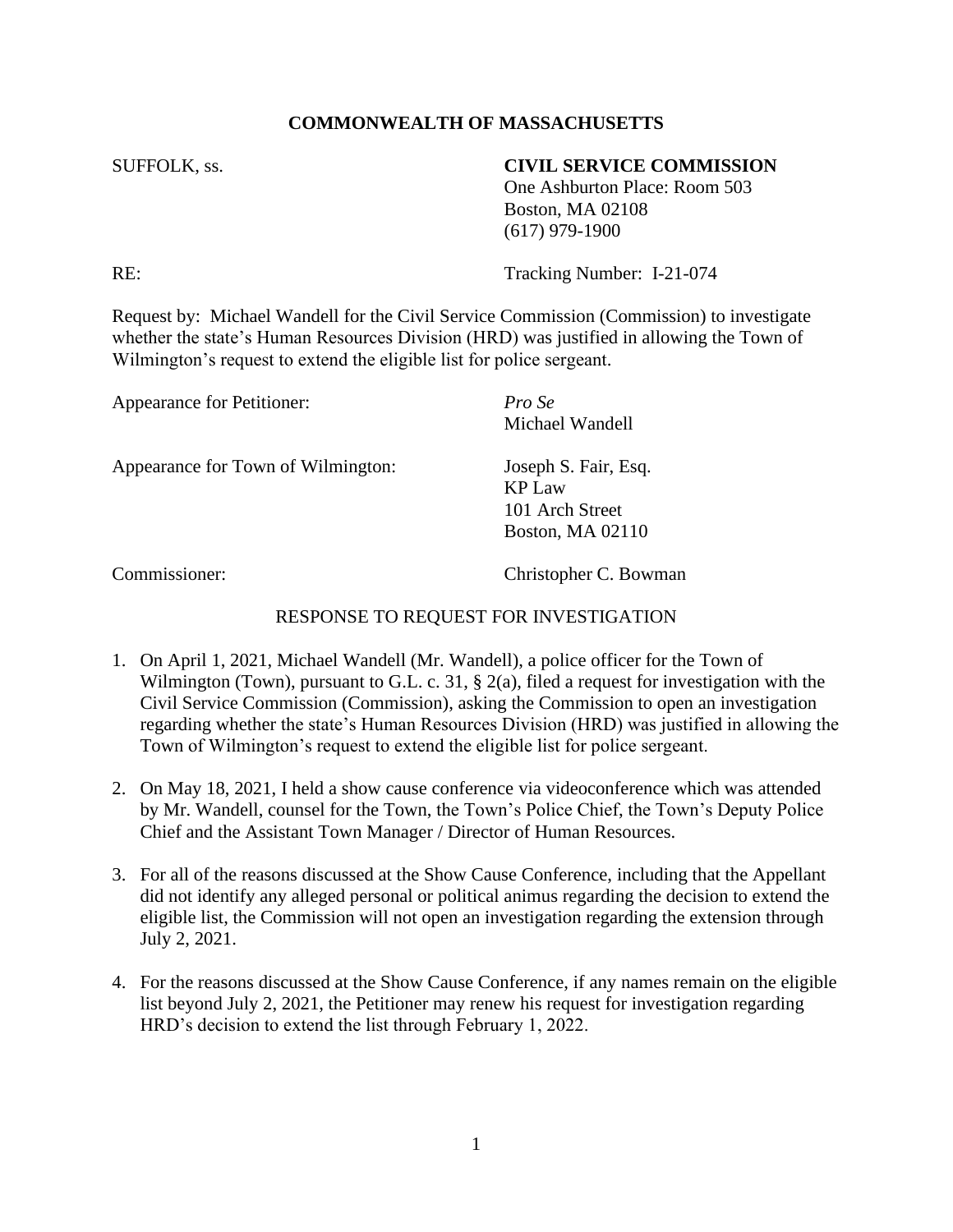**COMMONWEALTH OF MASSACHUSETTS**

SUFFOLK, ss.

**CIVIL SERVICE COMMISSION**
One Ashburton Place: Room 503
Boston, MA 02108
(617) 979-1900

RE: Tracking Number: I-21-074

Request by: Michael Wandell for the Civil Service Commission (Commission) to investigate whether the state's Human Resources Division (HRD) was justified in allowing the Town of Wilmington's request to extend the eligible list for police sergeant.

Appearance for Petitioner: *Pro Se*
Michael Wandell

Appearance for Town of Wilmington: Joseph S. Fair, Esq.
KP Law
101 Arch Street
Boston, MA 02110

Commissioner: Christopher C. Bowman

RESPONSE TO REQUEST FOR INVESTIGATION

1. On April 1, 2021, Michael Wandell (Mr. Wandell), a police officer for the Town of Wilmington (Town), pursuant to G.L. c. 31, § 2(a), filed a request for investigation with the Civil Service Commission (Commission), asking the Commission to open an investigation regarding whether the state's Human Resources Division (HRD) was justified in allowing the Town of Wilmington's request to extend the eligible list for police sergeant.

2. On May 18, 2021, I held a show cause conference via videoconference which was attended by Mr. Wandell, counsel for the Town, the Town's Police Chief, the Town's Deputy Police Chief and the Assistant Town Manager / Director of Human Resources.

3. For all of the reasons discussed at the Show Cause Conference, including that the Appellant did not identify any alleged personal or political animus regarding the decision to extend the eligible list, the Commission will not open an investigation regarding the extension through July 2, 2021.

4. For the reasons discussed at the Show Cause Conference, if any names remain on the eligible list beyond July 2, 2021, the Petitioner may renew his request for investigation regarding HRD's decision to extend the list through February 1, 2022.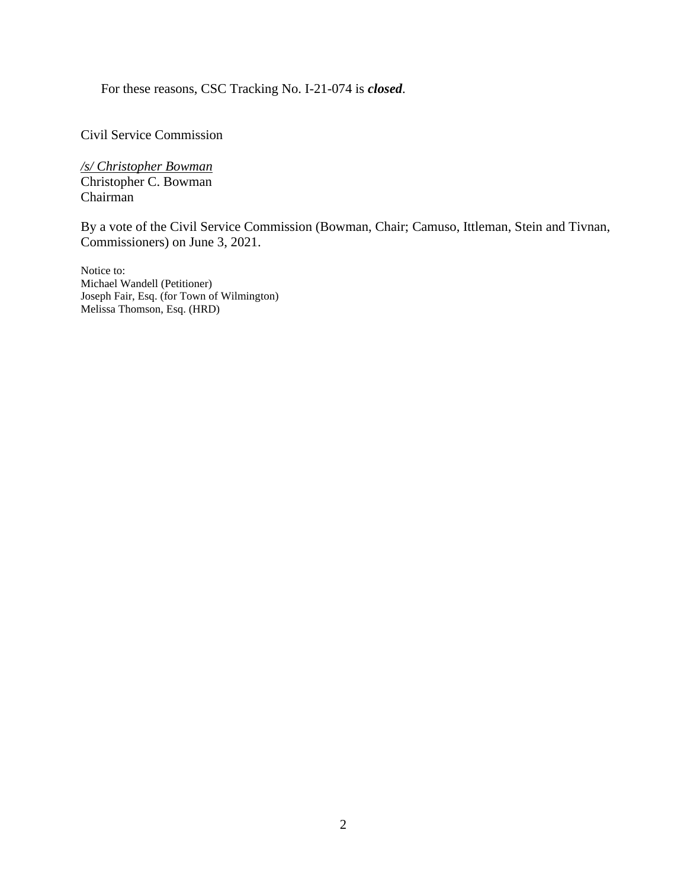For these reasons, CSC Tracking No. I-21-074 is ***closed***.

Civil Service Commission

*/s/ Christopher Bowman*
Christopher C. Bowman
Chairman

By a vote of the Civil Service Commission (Bowman, Chair; Camuso, Ittleman, Stein and Tivnan, Commissioners) on June 3, 2021.

Notice to:
Michael Wandell (Petitioner)
Joseph Fair, Esq. (for Town of Wilmington)
Melissa Thomson, Esq. (HRD)